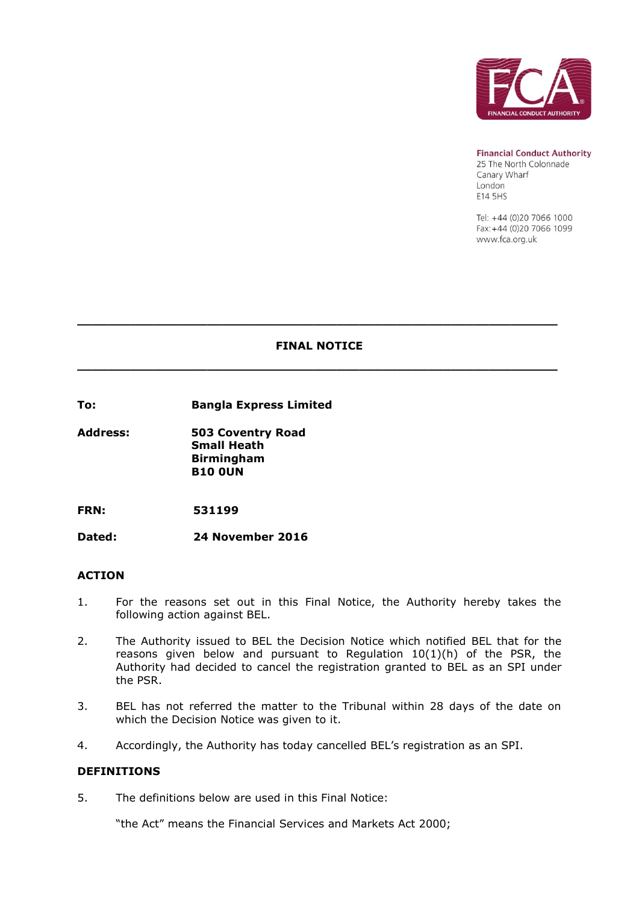Financial Conduct Authority
25 The North Colonnade
Canary Wharf
London
E14 5HS

Tel: +44 (0)20 7066 1000
Fax: +44 (0)20 7066 1099
www.fca.org.uk

---

# FINAL NOTICE

---

**To:** **Bangla Express Limited**

**Address:** **503 Coventry Road**
**Small Heath**
**Birmingham**
**B10 0UN**

**FRN:** **531199**

**Dated:** **24 November 2016**

## ACTION

1. For the reasons set out in this Final Notice, the Authority hereby takes the following action against BEL.

2. The Authority issued to BEL the Decision Notice which notified BEL that for the reasons given below and pursuant to Regulation 10(1)(h) of the PSR, the Authority had decided to cancel the registration granted to BEL as an SPI under the PSR.

3. BEL has not referred the matter to the Tribunal within 28 days of the date on which the Decision Notice was given to it.

4. Accordingly, the Authority has today cancelled BEL's registration as an SPI.

## DEFINITIONS

5. The definitions below are used in this Final Notice:

   "the Act" means the Financial Services and Markets Act 2000;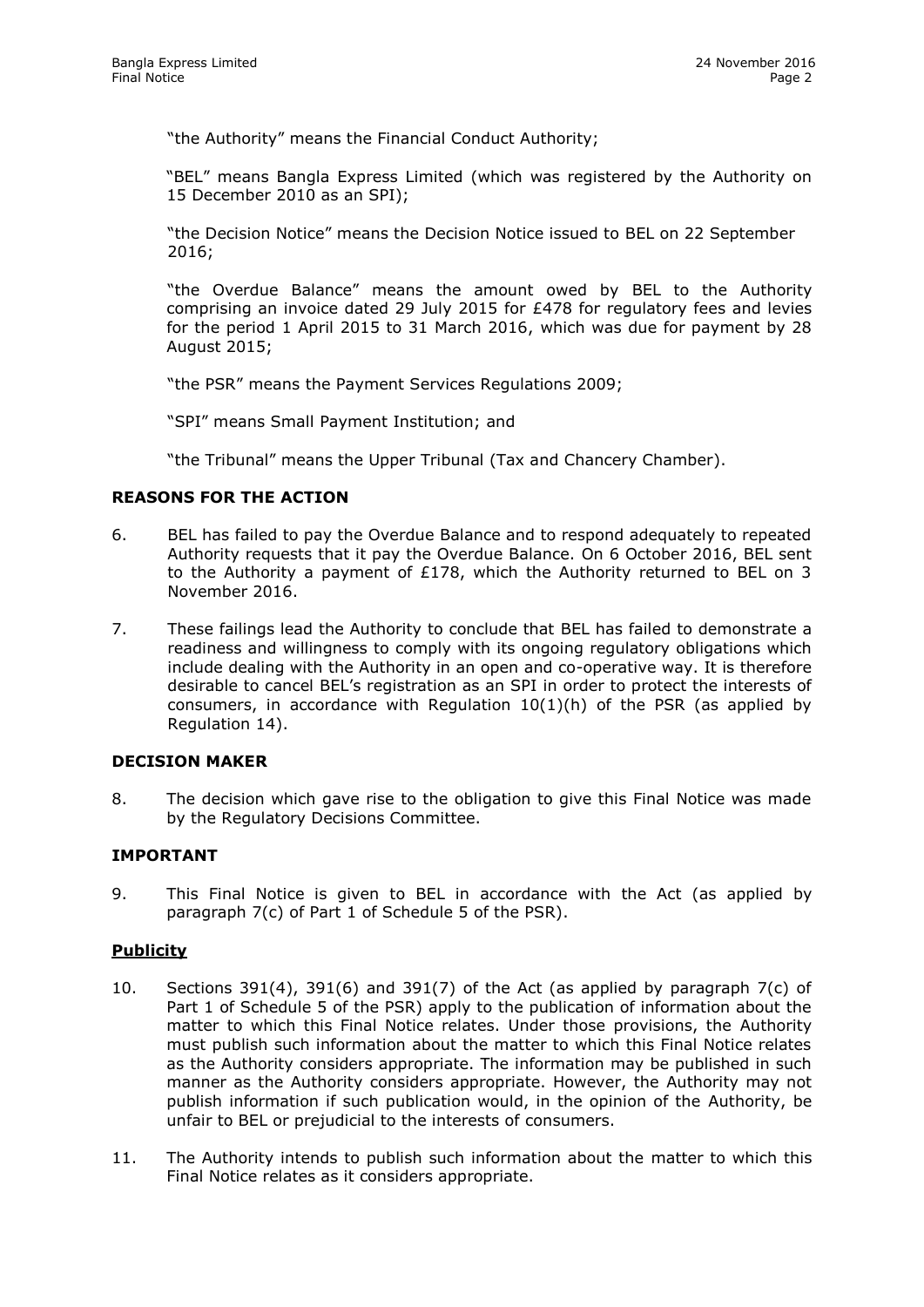"the Authority" means the Financial Conduct Authority;

"BEL" means Bangla Express Limited (which was registered by the Authority on 15 December 2010 as an SPI);

"the Decision Notice" means the Decision Notice issued to BEL on 22 September 2016;

"the Overdue Balance" means the amount owed by BEL to the Authority comprising an invoice dated 29 July 2015 for £478 for regulatory fees and levies for the period 1 April 2015 to 31 March 2016, which was due for payment by 28 August 2015;

"the PSR" means the Payment Services Regulations 2009;

"SPI" means Small Payment Institution; and

"the Tribunal" means the Upper Tribunal (Tax and Chancery Chamber).

## REASONS FOR THE ACTION

6. BEL has failed to pay the Overdue Balance and to respond adequately to repeated Authority requests that it pay the Overdue Balance. On 6 October 2016, BEL sent to the Authority a payment of £178, which the Authority returned to BEL on 3 November 2016.

7. These failings lead the Authority to conclude that BEL has failed to demonstrate a readiness and willingness to comply with its ongoing regulatory obligations which include dealing with the Authority in an open and co-operative way. It is therefore desirable to cancel BEL's registration as an SPI in order to protect the interests of consumers, in accordance with Regulation 10(1)(h) of the PSR (as applied by Regulation 14).

## DECISION MAKER

8. The decision which gave rise to the obligation to give this Final Notice was made by the Regulatory Decisions Committee.

## IMPORTANT

9. This Final Notice is given to BEL in accordance with the Act (as applied by paragraph 7(c) of Part 1 of Schedule 5 of the PSR).

### Publicity

10. Sections 391(4), 391(6) and 391(7) of the Act (as applied by paragraph 7(c) of Part 1 of Schedule 5 of the PSR) apply to the publication of information about the matter to which this Final Notice relates. Under those provisions, the Authority must publish such information about the matter to which this Final Notice relates as the Authority considers appropriate. The information may be published in such manner as the Authority considers appropriate. However, the Authority may not publish information if such publication would, in the opinion of the Authority, be unfair to BEL or prejudicial to the interests of consumers.

11. The Authority intends to publish such information about the matter to which this Final Notice relates as it considers appropriate.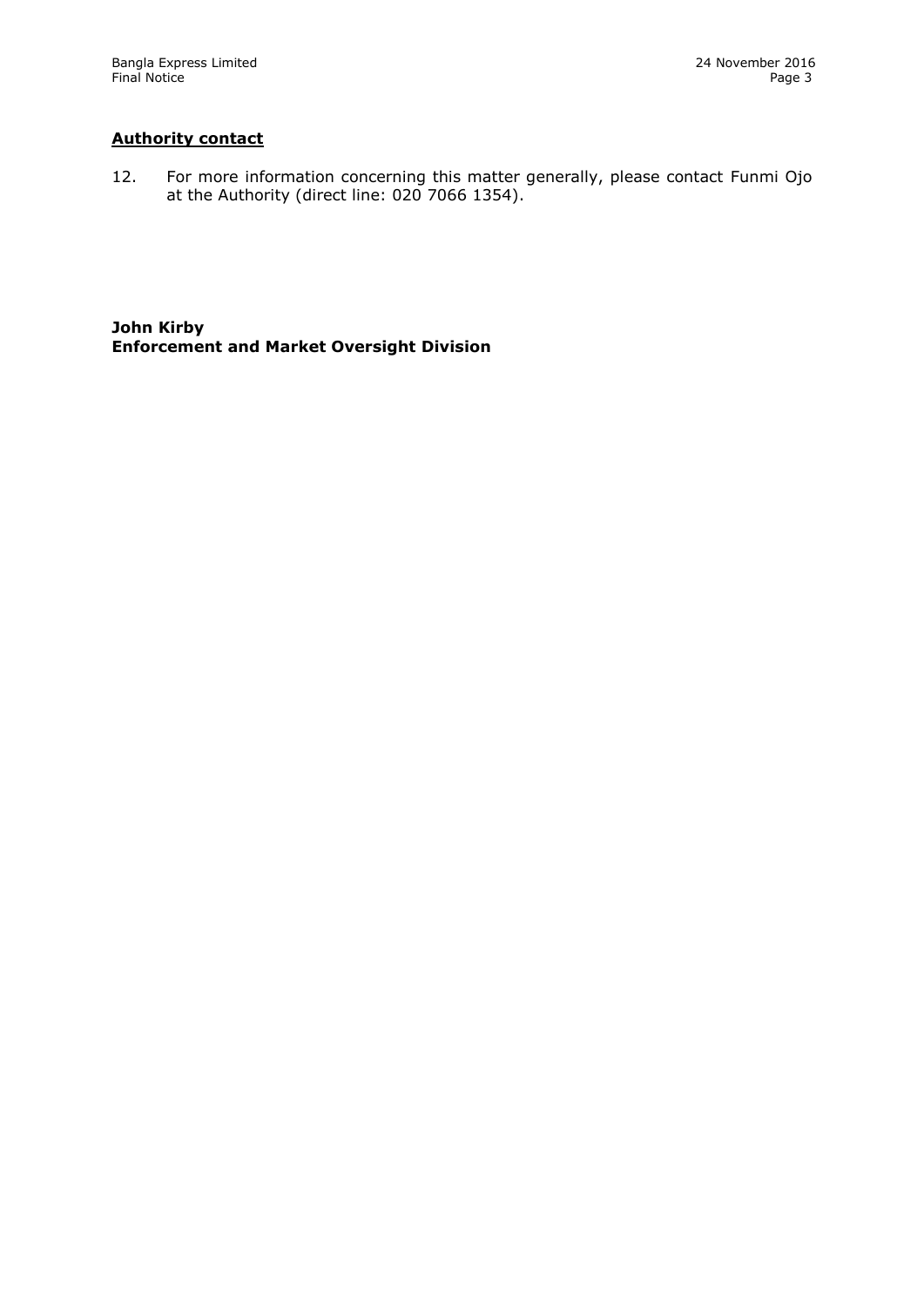**<u>Authority contact</u>**

12. For more information concerning this matter generally, please contact Funmi Ojo at the Authority (direct line: 020 7066 1354).

**John Kirby**
**Enforcement and Market Oversight Division**